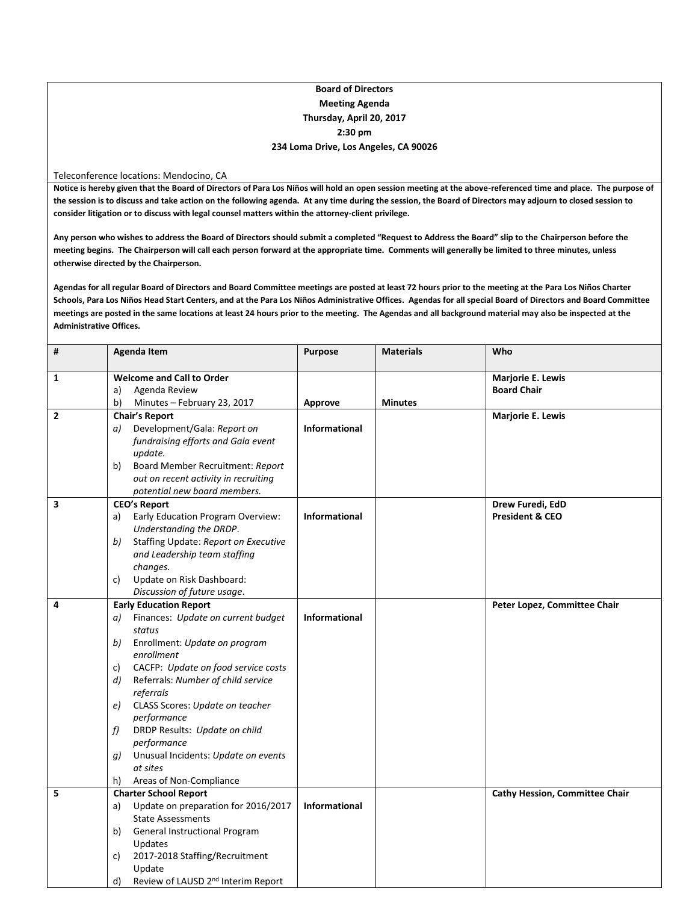**Board of Directors**
**Meeting Agenda**
**Thursday, April 20, 2017**
**2:30 pm**
**234 Loma Drive, Los Angeles, CA 90026**

Teleconference locations: Mendocino, CA

**Notice is hereby given that the Board of Directors of Para Los Niños will hold an open session meeting at the above-referenced time and place. The purpose of the session is to discuss and take action on the following agenda. At any time during the session, the Board of Directors may adjourn to closed session to consider litigation or to discuss with legal counsel matters within the attorney-client privilege.**

**Any person who wishes to address the Board of Directors should submit a completed "Request to Address the Board" slip to the Chairperson before the meeting begins. The Chairperson will call each person forward at the appropriate time. Comments will generally be limited to three minutes, unless otherwise directed by the Chairperson.**

**Agendas for all regular Board of Directors and Board Committee meetings are posted at least 72 hours prior to the meeting at the Para Los Niños Charter Schools, Para Los Niños Head Start Centers, and at the Para Los Niños Administrative Offices. Agendas for all special Board of Directors and Board Committee meetings are posted in the same locations at least 24 hours prior to the meeting. The Agendas and all background material may also be inspected at the Administrative Offices.**

| # | Agenda Item | Purpose | Materials | Who |
|---|---|---|---|---|
| 1 | **Welcome and Call to Order**<br>a) Agenda Review<br>b) Minutes – February 23, 2017 | **Approve** | **Minutes** | **Marjorie E. Lewis**<br>**Board Chair** |
| 2 | **Chair's Report**<br>*a)* Development/Gala: *Report on fundraising efforts and Gala event update.*<br>b) Board Member Recruitment: *Report out on recent activity in recruiting potential new board members.* | **Informational** | | **Marjorie E. Lewis** |
| 3 | **CEO's Report**<br>a) Early Education Program Overview: *Understanding the DRDP*.<br>*b)* Staffing Update: *Report on Executive and Leadership team staffing changes.*<br>c) Update on Risk Dashboard: *Discussion of future usage*. | **Informational** | | **Drew Furedi, EdD**<br>**President & CEO** |
| 4 | **Early Education Report**<br>*a)* Finances: *Update on current budget status*<br>*b)* Enrollment: *Update on program enrollment*<br>c) CACFP: *Update on food service costs*<br>*d)* Referrals: *Number of child service referrals*<br>*e)* CLASS Scores: *Update on teacher performance*<br>*f)* DRDP Results: *Update on child performance*<br>*g)* Unusual Incidents: *Update on events at sites*<br>h) Areas of Non-Compliance | **Informational** | | **Peter Lopez, Committee Chair** |
| 5 | **Charter School Report**<br>a) Update on preparation for 2016/2017 State Assessments<br>b) General Instructional Program Updates<br>c) 2017-2018 Staffing/Recruitment Update<br>d) Review of LAUSD 2nd Interim Report | **Informational** | | **Cathy Hession, Committee Chair** |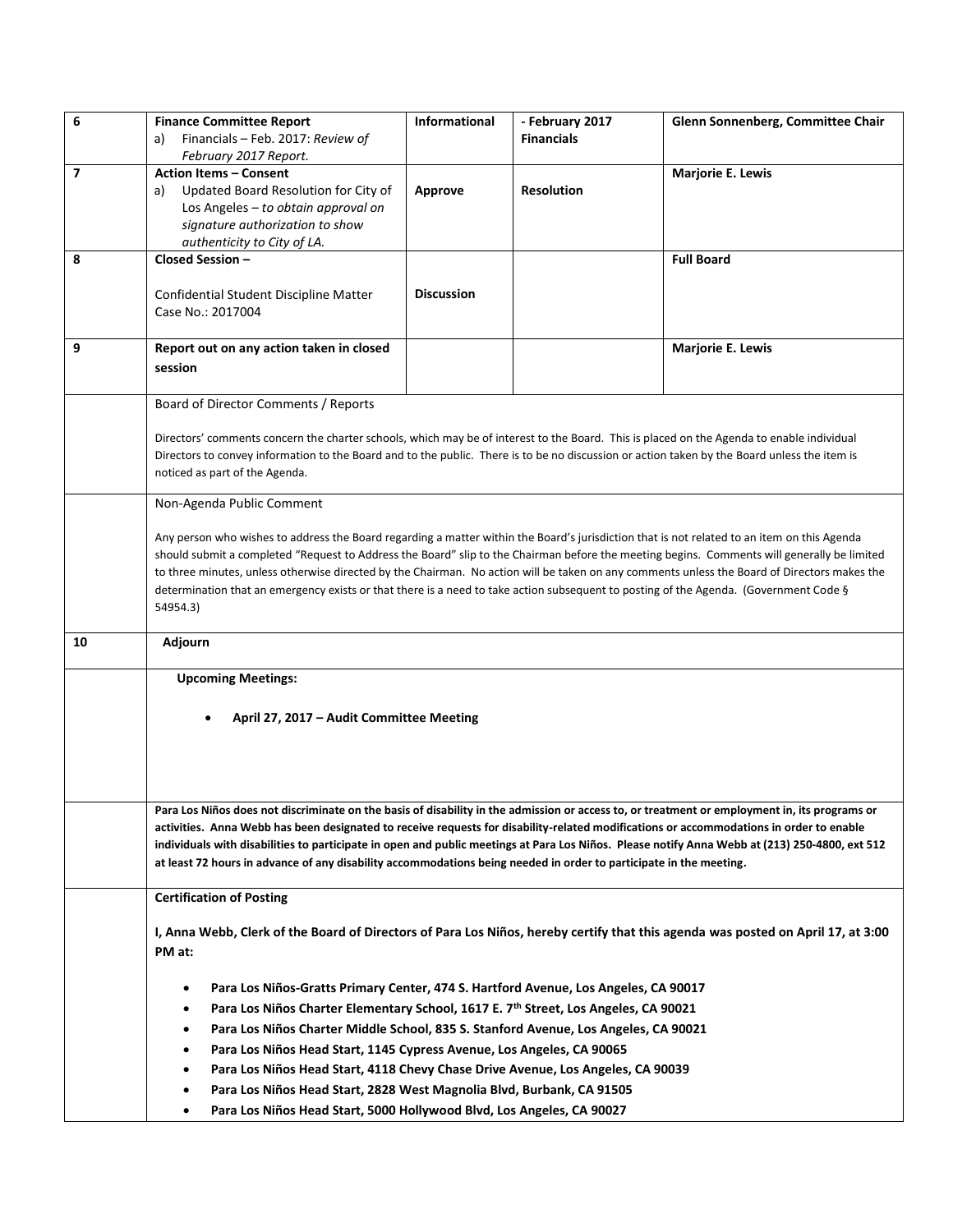| 6 | **Finance Committee Report**<br>a) Financials – Feb. 2017: *Review of February 2017 Report.* | **Informational** | **- February 2017 Financials** | **Glenn Sonnenberg, Committee Chair** |
|---|---|---|---|---|
| **7** | **Action Items – Consent**<br>a) Updated Board Resolution for City of Los Angeles – *to obtain approval on signature authorization to show authenticity to City of LA.* | **Approve** | **Resolution** | **Marjorie E. Lewis** |
| **8** | **Closed Session –**<br><br>Confidential Student Discipline Matter Case No.: 2017004 | **Discussion** | | **Full Board** |
| **9** | **Report out on any action taken in closed session** | | | **Marjorie E. Lewis** |
| | Board of Director Comments / Reports<br><br>Directors' comments concern the charter schools, which may be of interest to the Board. This is placed on the Agenda to enable individual Directors to convey information to the Board and to the public. There is to be no discussion or action taken by the Board unless the item is noticed as part of the Agenda. | | | |
| | Non-Agenda Public Comment<br><br>Any person who wishes to address the Board regarding a matter within the Board's jurisdiction that is not related to an item on this Agenda should submit a completed "Request to Address the Board" slip to the Chairman before the meeting begins. Comments will generally be limited to three minutes, unless otherwise directed by the Chairman. No action will be taken on any comments unless the Board of Directors makes the determination that an emergency exists or that there is a need to take action subsequent to posting of the Agenda. (Government Code § 54954.3) | | | |
| **10** | **Adjourn** | | | |
| | **Upcoming Meetings:**<br><br>• **April 27, 2017 – Audit Committee Meeting** | | | |
| | **Para Los Niños does not discriminate on the basis of disability in the admission or access to, or treatment or employment in, its programs or activities. Anna Webb has been designated to receive requests for disability-related modifications or accommodations in order to enable individuals with disabilities to participate in open and public meetings at Para Los Niños. Please notify Anna Webb at (213) 250-4800, ext 512 at least 72 hours in advance of any disability accommodations being needed in order to participate in the meeting.** | | | |
| | **Certification of Posting**<br><br>**I, Anna Webb, Clerk of the Board of Directors of Para Los Niños, hereby certify that this agenda was posted on April 17, at 3:00 PM at:**<br><br>• **Para Los Niños-Gratts Primary Center, 474 S. Hartford Avenue, Los Angeles, CA 90017**<br>• **Para Los Niños Charter Elementary School, 1617 E. 7th Street, Los Angeles, CA 90021**<br>• **Para Los Niños Charter Middle School, 835 S. Stanford Avenue, Los Angeles, CA 90021**<br>• **Para Los Niños Head Start, 1145 Cypress Avenue, Los Angeles, CA 90065**<br>• **Para Los Niños Head Start, 4118 Chevy Chase Drive Avenue, Los Angeles, CA 90039**<br>• **Para Los Niños Head Start, 2828 West Magnolia Blvd, Burbank, CA 91505**<br>• **Para Los Niños Head Start, 5000 Hollywood Blvd, Los Angeles, CA 90027** | | | |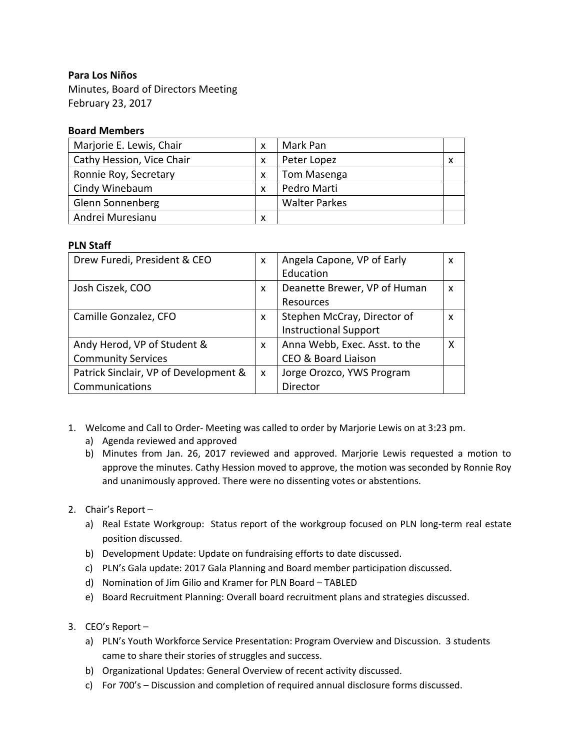**Para Los Niños**

Minutes, Board of Directors Meeting

February 23, 2017

**Board Members**

| | | | |
|---|---|---|---|
| Marjorie E. Lewis, Chair | x | Mark Pan | |
| Cathy Hession, Vice Chair | x | Peter Lopez | x |
| Ronnie Roy, Secretary | x | Tom Masenga | |
| Cindy Winebaum | x | Pedro Marti | |
| Glenn Sonnenberg | | Walter Parkes | |
| Andrei Muresianu | x | | |

**PLN Staff**

| | | | |
|---|---|---|---|
| Drew Furedi, President & CEO | x | Angela Capone, VP of Early Education | x |
| Josh Ciszek, COO | x | Deanette Brewer, VP of Human Resources | x |
| Camille Gonzalez, CFO | x | Stephen McCray, Director of Instructional Support | x |
| Andy Herod, VP of Student & Community Services | x | Anna Webb, Exec. Asst. to the CEO & Board Liaison | X |
| Patrick Sinclair, VP of Development & Communications | x | Jorge Orozco, YWS Program Director | |

1. Welcome and Call to Order- Meeting was called to order by Marjorie Lewis on at 3:23 pm.
   a) Agenda reviewed and approved
   b) Minutes from Jan. 26, 2017 reviewed and approved. Marjorie Lewis requested a motion to approve the minutes. Cathy Hession moved to approve, the motion was seconded by Ronnie Roy and unanimously approved. There were no dissenting votes or abstentions.

2. Chair's Report –
   a) Real Estate Workgroup: Status report of the workgroup focused on PLN long-term real estate position discussed.
   b) Development Update: Update on fundraising efforts to date discussed.
   c) PLN's Gala update: 2017 Gala Planning and Board member participation discussed.
   d) Nomination of Jim Gilio and Kramer for PLN Board – TABLED
   e) Board Recruitment Planning: Overall board recruitment plans and strategies discussed.

3. CEO's Report –
   a) PLN's Youth Workforce Service Presentation: Program Overview and Discussion. 3 students came to share their stories of struggles and success.
   b) Organizational Updates: General Overview of recent activity discussed.
   c) For 700's – Discussion and completion of required annual disclosure forms discussed.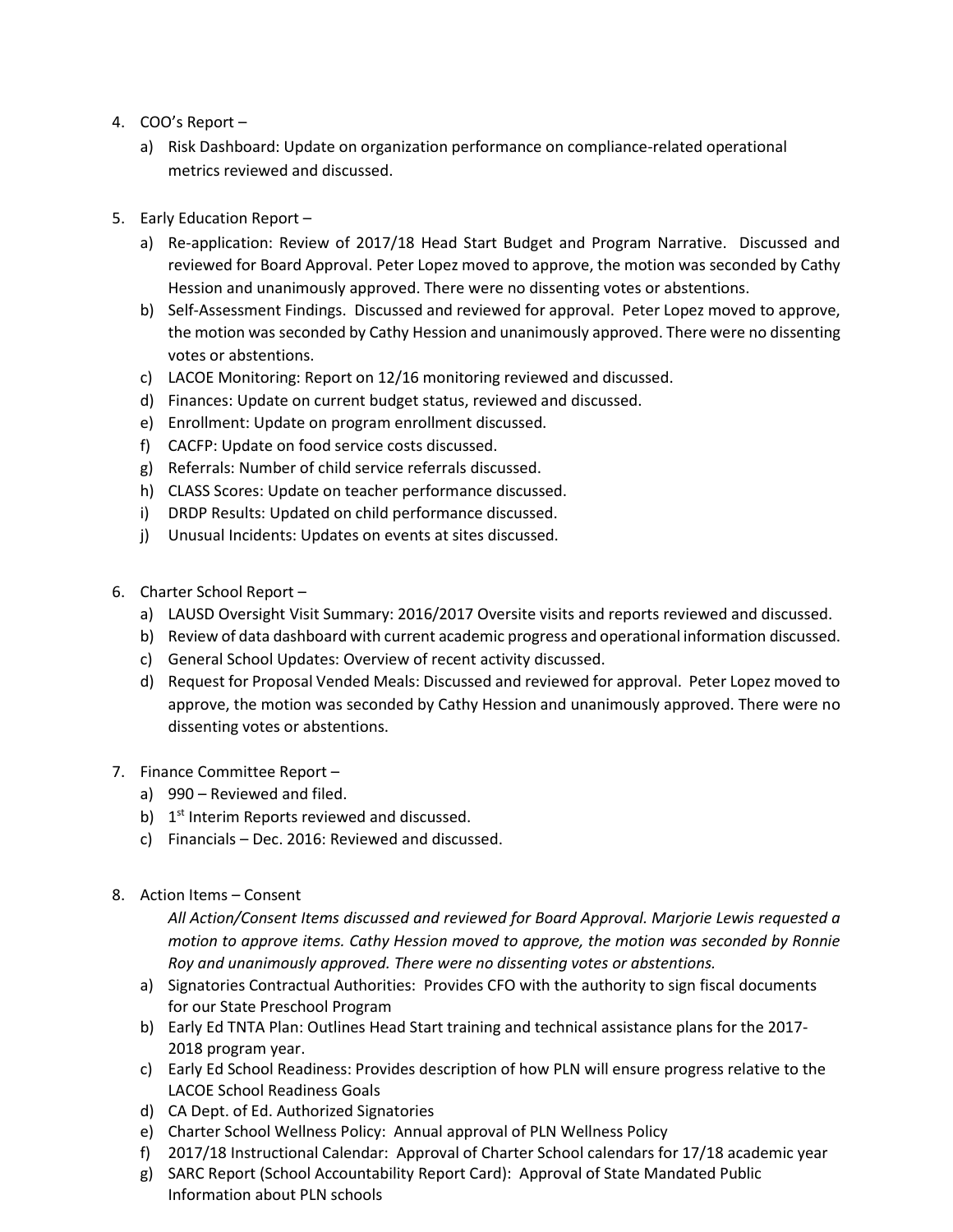4. COO's Report –
   a) Risk Dashboard: Update on organization performance on compliance-related operational metrics reviewed and discussed.

5. Early Education Report –
   a) Re-application: Review of 2017/18 Head Start Budget and Program Narrative. Discussed and reviewed for Board Approval. Peter Lopez moved to approve, the motion was seconded by Cathy Hession and unanimously approved. There were no dissenting votes or abstentions.
   b) Self-Assessment Findings. Discussed and reviewed for approval. Peter Lopez moved to approve, the motion was seconded by Cathy Hession and unanimously approved. There were no dissenting votes or abstentions.
   c) LACOE Monitoring: Report on 12/16 monitoring reviewed and discussed.
   d) Finances: Update on current budget status, reviewed and discussed.
   e) Enrollment: Update on program enrollment discussed.
   f) CACFP: Update on food service costs discussed.
   g) Referrals: Number of child service referrals discussed.
   h) CLASS Scores: Update on teacher performance discussed.
   i) DRDP Results: Updated on child performance discussed.
   j) Unusual Incidents: Updates on events at sites discussed.

6. Charter School Report –
   a) LAUSD Oversight Visit Summary: 2016/2017 Oversite visits and reports reviewed and discussed.
   b) Review of data dashboard with current academic progress and operational information discussed.
   c) General School Updates: Overview of recent activity discussed.
   d) Request for Proposal Vended Meals: Discussed and reviewed for approval. Peter Lopez moved to approve, the motion was seconded by Cathy Hession and unanimously approved. There were no dissenting votes or abstentions.

7. Finance Committee Report –
   a) 990 – Reviewed and filed.
   b) 1st Interim Reports reviewed and discussed.
   c) Financials – Dec. 2016: Reviewed and discussed.

8. Action Items – Consent

   *All Action/Consent Items discussed and reviewed for Board Approval. Marjorie Lewis requested a motion to approve items. Cathy Hession moved to approve, the motion was seconded by Ronnie Roy and unanimously approved. There were no dissenting votes or abstentions.*

   a) Signatories Contractual Authorities: Provides CFO with the authority to sign fiscal documents for our State Preschool Program
   b) Early Ed TNTA Plan: Outlines Head Start training and technical assistance plans for the 2017-2018 program year.
   c) Early Ed School Readiness: Provides description of how PLN will ensure progress relative to the LACOE School Readiness Goals
   d) CA Dept. of Ed. Authorized Signatories
   e) Charter School Wellness Policy: Annual approval of PLN Wellness Policy
   f) 2017/18 Instructional Calendar: Approval of Charter School calendars for 17/18 academic year
   g) SARC Report (School Accountability Report Card): Approval of State Mandated Public Information about PLN schools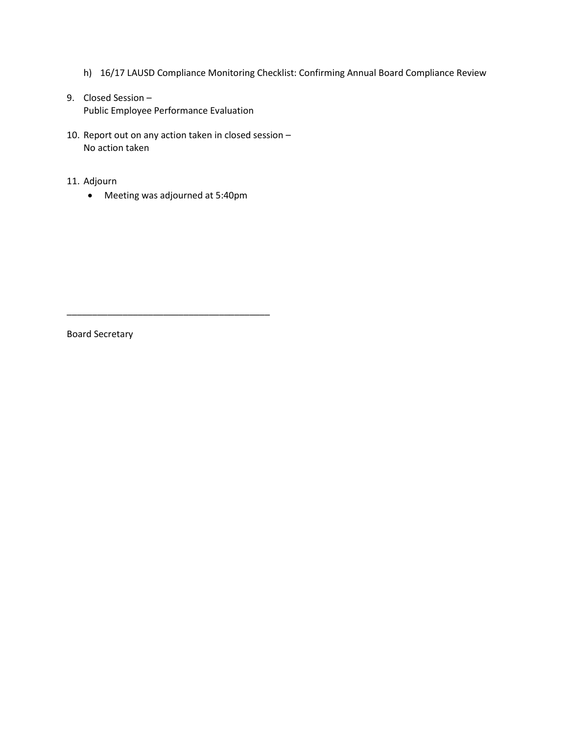h) 16/17 LAUSD Compliance Monitoring Checklist: Confirming Annual Board Compliance Review

9. Closed Session –
   Public Employee Performance Evaluation

10. Report out on any action taken in closed session –
    No action taken

11. Adjourn
    - Meeting was adjourned at 5:40pm

________________________________________

Board Secretary